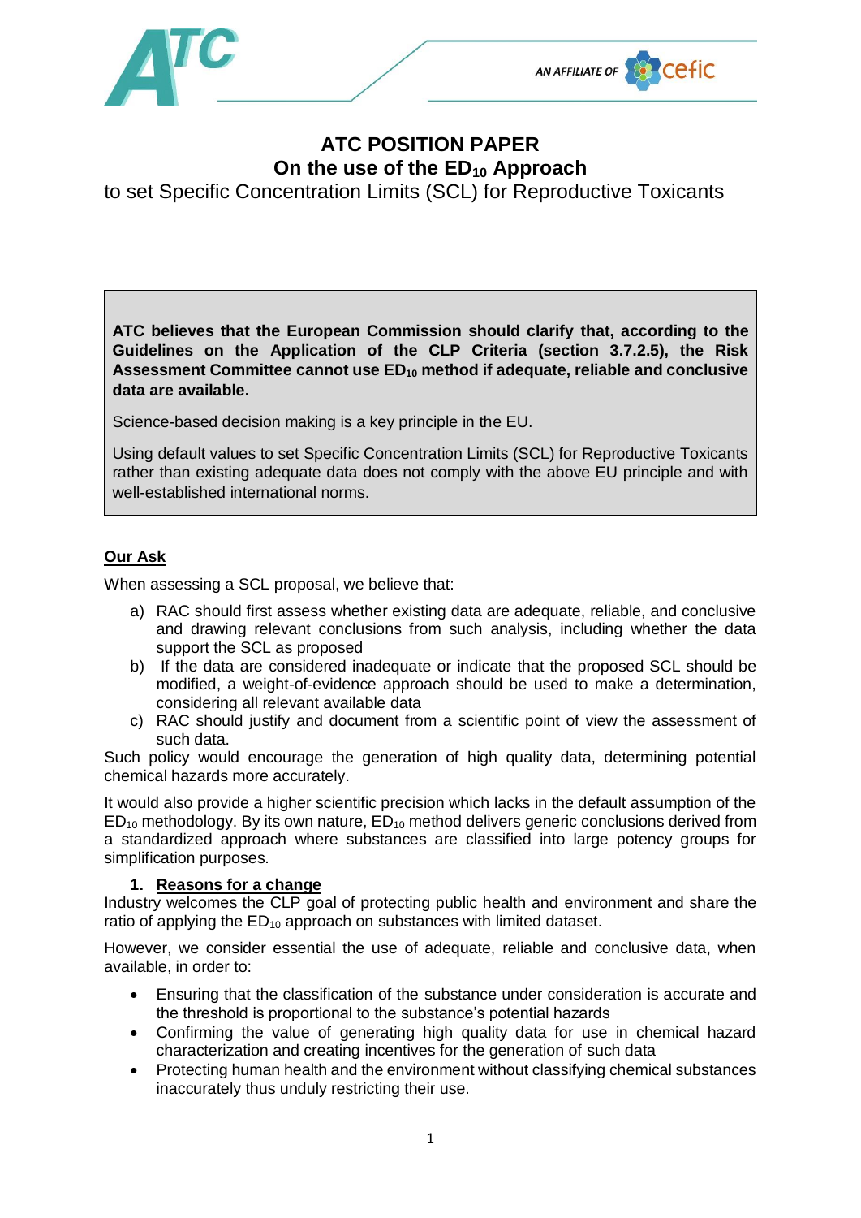# ATC POSITION PAPER
## On the use of the $ED_{10}$ Approach
to set Specific Concentration Limits (SCL) for Reproductive Toxicants

**ATC believes that the European Commission should clarify that, according to the Guidelines on the Application of the CLP Criteria (section 3.7.2.5), the Risk Assessment Committee cannot use $ED_{10}$ method if adequate, reliable and conclusive data are available.**

Science-based decision making is a key principle in the EU.

Using default values to set Specific Concentration Limits (SCL) for Reproductive Toxicants rather than existing adequate data does not comply with the above EU principle and with well-established international norms.

**Our Ask**

When assessing a SCL proposal, we believe that:

a) RAC should first assess whether existing data are adequate, reliable, and conclusive and drawing relevant conclusions from such analysis, including whether the data support the SCL as proposed
b) If the data are considered inadequate or indicate that the proposed SCL should be modified, a weight-of-evidence approach should be used to make a determination, considering all relevant available data
c) RAC should justify and document from a scientific point of view the assessment of such data.

Such policy would encourage the generation of high quality data, determining potential chemical hazards more accurately.

It would also provide a higher scientific precision which lacks in the default assumption of the $ED_{10}$ methodology. By its own nature, $ED_{10}$ method delivers generic conclusions derived from a standardized approach where substances are classified into large potency groups for simplification purposes.

### 1. Reasons for a change

Industry welcomes the CLP goal of protecting public health and environment and share the ratio of applying the $ED_{10}$ approach on substances with limited dataset.

However, we consider essential the use of adequate, reliable and conclusive data, when available, in order to:

- Ensuring that the classification of the substance under consideration is accurate and the threshold is proportional to the substance's potential hazards
- Confirming the value of generating high quality data for use in chemical hazard characterization and creating incentives for the generation of such data
- Protecting human health and the environment without classifying chemical substances inaccurately thus unduly restricting their use.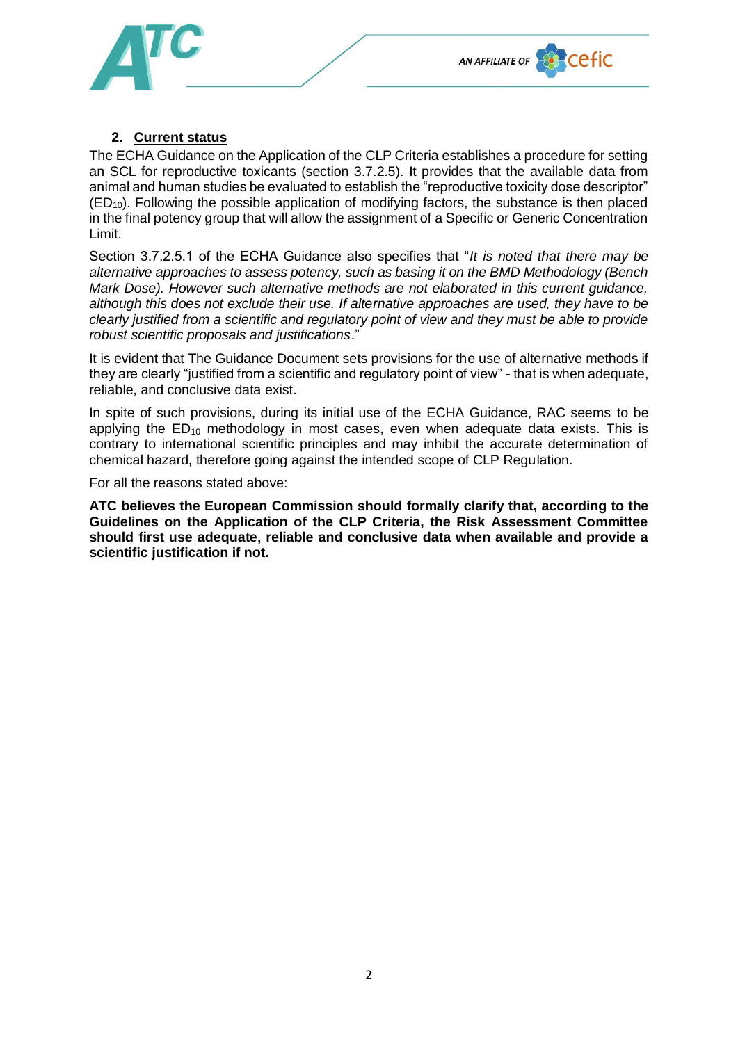## 2. Current status

The ECHA Guidance on the Application of the CLP Criteria establishes a procedure for setting an SCL for reproductive toxicants (section 3.7.2.5). It provides that the available data from animal and human studies be evaluated to establish the "reproductive toxicity dose descriptor" ($ED_{10}$). Following the possible application of modifying factors, the substance is then placed in the final potency group that will allow the assignment of a Specific or Generic Concentration Limit.

Section 3.7.2.5.1 of the ECHA Guidance also specifies that "*It is noted that there may be alternative approaches to assess potency, such as basing it on the BMD Methodology (Bench Mark Dose). However such alternative methods are not elaborated in this current guidance, although this does not exclude their use. If alternative approaches are used, they have to be clearly justified from a scientific and regulatory point of view and they must be able to provide robust scientific proposals and justifications*."

It is evident that The Guidance Document sets provisions for the use of alternative methods if they are clearly "justified from a scientific and regulatory point of view" - that is when adequate, reliable, and conclusive data exist.

In spite of such provisions, during its initial use of the ECHA Guidance, RAC seems to be applying the $ED_{10}$ methodology in most cases, even when adequate data exists. This is contrary to international scientific principles and may inhibit the accurate determination of chemical hazard, therefore going against the intended scope of CLP Regulation.

For all the reasons stated above:

**ATC believes the European Commission should formally clarify that, according to the Guidelines on the Application of the CLP Criteria, the Risk Assessment Committee should first use adequate, reliable and conclusive data when available and provide a scientific justification if not.**